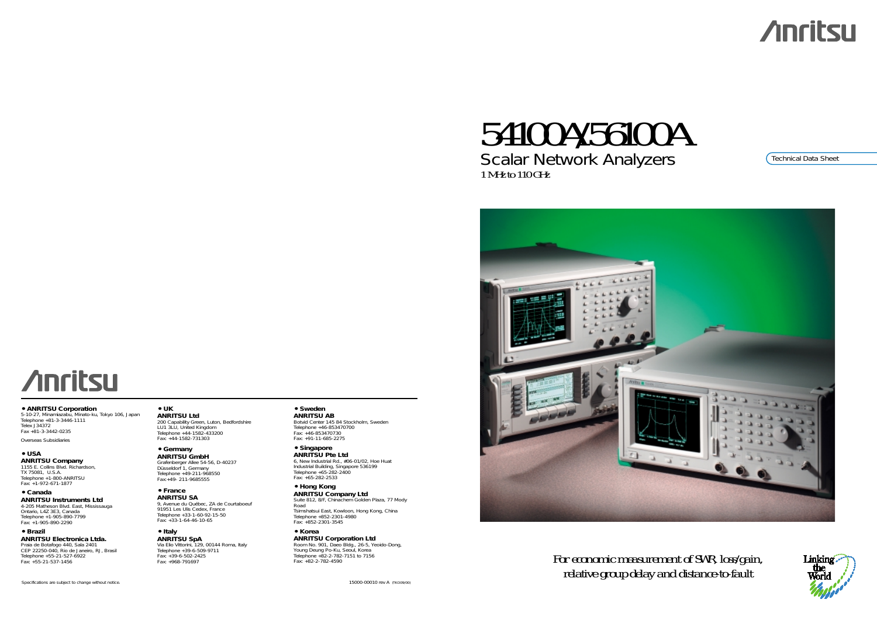Anritsu

# 54100A/56100A

## Scalar Network Analyzers

1 MHz to 110 GHz

Technical Data Sheet

*For economic measurement of SWR, loss/gain, relative group delay and distance-to-fault*

Linking the World

Anritsu

**• ANRITSU Corporation**
5-10-27, Minamiazabu, Minato-ku, Tokyo 106, Japan
Telephone +81-3-3446-1111
Telex J34372
Fax +81-3-3442-0235

Overseas Subsidiaries

**• USA**
**ANRITSU Company**
1155 E. Collins Blvd. Richardson,
TX 75081, U.S.A.
Telephone +1-800-ANRITSU
Fax: +1-972-671-1877

**• Canada**
**ANRITSU Instruments Ltd**
4-205 Matheson Blvd. East, Mississauga
Ontario, L4Z 3E3, Canada
Telephone +1-905-890-7799
Fax: +1-905-890-2290

**• Brazil**
**ANRITSU Electronica Ltda.**
Praia de Botafogo 440, Sala 2401
CEP 22250-040, Rio de Janeiro, RJ, Brasil
Telephone +55-21-527-6922
Fax: +55-21-537-1456

**• UK**
**ANRITSU Ltd**
200 Capability Green, Luton, Bedfordshire
LU1 3LU, United Kingdom
Telephone +44-1582-433200
Fax: +44-1582-731303

**• Germany**
**ANRITSU GmbH**
Grafenberger Allee 54-56, D-40237
Düsseldorf 1, Germany
Telephone +49-211-968550
Fax:+49- 211-9685555

**• France**
**ANRITSU SA**
9, Avenue du Québec, ZA de Courtaboeuf
91951 Les Ulis Cedex, France
Telephone +33-1-60-92-15-50
Fax: +33-1-64-46-10-65

**• Italy**
**ANRITSU SpA**
Via Elio Vittorini, 129, 00144 Roma, Italy
Telephone +39-6-509-9711
Fax: +39-6-502-2425
Fax: +968-791697

**• Sweden**
**ANRITSU AB**
Botvid Center 145 84 Stockholm, Sweden
Telephone +46-853470700
Fax: +46-853470730
Fax: +91-11-685-2275

**• Singapore**
**ANRITSU Pte Ltd**
6, New Industrial Rd., #06-01/02, Hoe Huat
Industrial Building, Singapore 536199
Telephone +65-282-2400
Fax: +65-282-2533

**• Hong Kong**
**ANRITSU Company Ltd**
Suite 812, 8/F, Chinachem Golden Plaza, 77 Mody Road
Tsimshatsui East, Kowloon, Hong Kong, China
Telephone +852-2301-4980
Fax: +852-2301-3545

**• Korea**
**ANRITSU Corporation Ltd**
Room No. 901, Daeo Bldg., 26-5, Yeoido-Dong,
Young Deung Po-Ku, Seoul, Korea
Telephone +82-2-782-7151 to 7156
Fax: +82-2-782-4590

Specifications are subject to change without notice.

15000-00010 rev A (TKO09/00)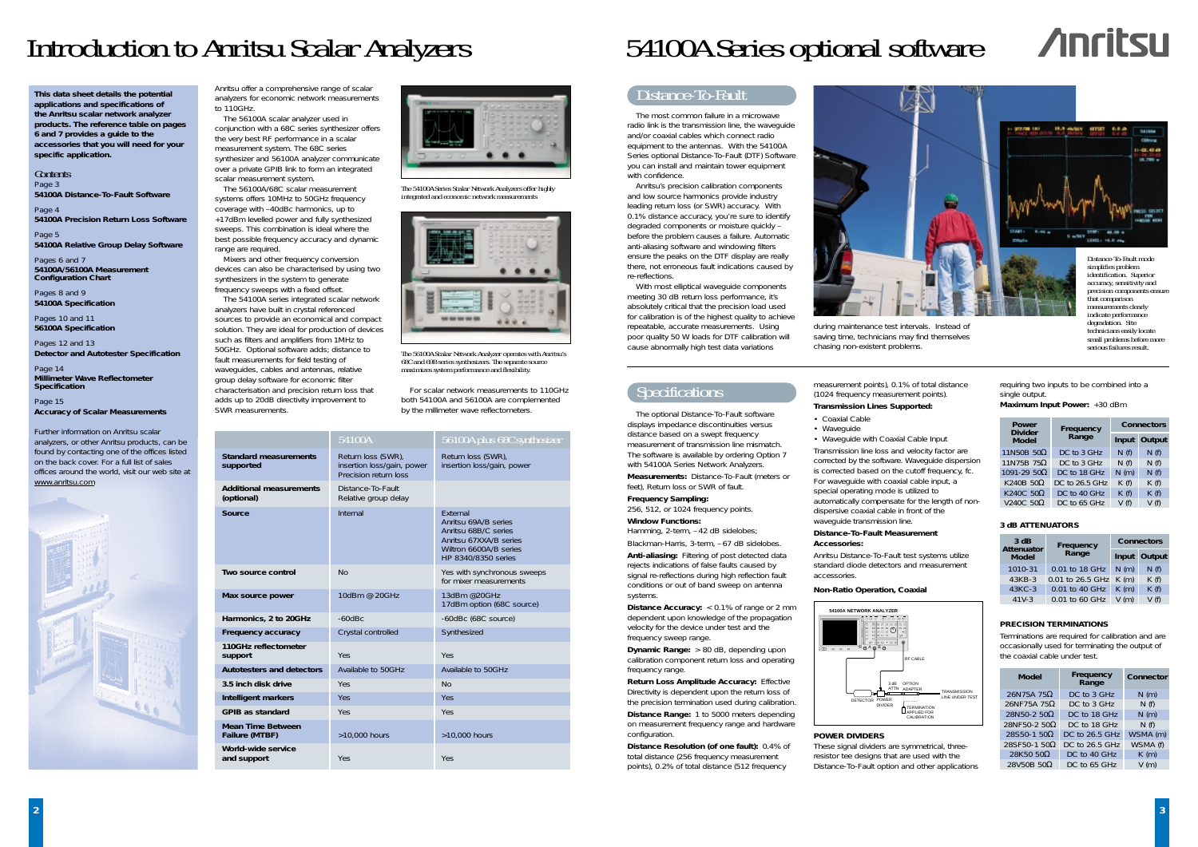# Introduction to Anritsu Scalar Analyzers

**This data sheet details the potential applications and specifications of the Anritsu scalar network analyzer products. The reference table on pages 6 and 7 provides a guide to the accessories that you will need for your specific application.**

*Contents*

Page 3
**54100A Distance-To-Fault Software**

Page 4
**54100A Precision Return Loss Software**

Page 5
**54100A Relative Group Delay Software**

Pages 6 and 7
**54100A/56100A Measurement Configuration Chart**

Pages 8 and 9
**54100A Specification**

Pages 10 and 11
**56100A Specification**

Pages 12 and 13
**Detector and Autotester Specification**

Page 14
**Millimeter Wave Reflectometer Specification**

Page 15
**Accuracy of Scalar Measurements**

Further information on Anritsu scalar analyzers, or other Anritsu products, can be found by contacting one of the offices listed on the back cover. For a full list of sales offices around the world, visit our web site at www.anritsu.com

Anritsu offer a comprehensive range of scalar analyzers for economic network measurements to 110GHz.

The 56100A scalar analyzer used in conjunction with a 68C series synthesizer offers the very best RF performance in a scalar measurement system. The 68C series synthesizer and 56100A analyzer communicate over a private GPIB link to form an integrated scalar measurement system.

The 56100A/68C scalar measurement systems offers 10MHz to 50GHz frequency coverage with –40dBc harmonics, up to +17dBm levelled power and fully synthesized sweeps. This combination is ideal where the best possible frequency accuracy and dynamic range are required.

Mixers and other frequency conversion devices can also be characterised by using two synthesizers in the system to generate frequency sweeps with a fixed offset.

The 54100A series integrated scalar network analyzers have built in crystal referenced sources to provide an economical and compact solution. They are ideal for production of devices such as filters and amplifiers from 1MHz to 50GHz. Optional software adds; distance to fault measurements for field testing of waveguides, cables and antennas, relative group delay software for economic filter characterisation and precision return loss that adds up to 20dB directivity improvement to SWR measurements.

The 54100A Series Scalar Network Analyzers offer highly integrated and economic network measurements

The 56100A Scalar Network Analyzer operates with Anritsu's 68C and 69B series synthesizers. The separate source maximizes system performance and flexibility.

For scalar network measurements to 110GHz both 54100A and 56100A are complemented by the millimeter wave reflectometers.

| | 54100A | 56100A plus 68C synthesizer |
|---|---|---|
| **Standard measurements supported** | Return loss (SWR), insertion loss/gain, power Precision return loss | Return loss (SWR), insertion loss/gain, power |
| **Additional measurements (optional)** | Distance-To-Fault Relative group delay | |
| **Source** | Internal | External Anritsu 69A/B series Anritsu 68B/C series Anritsu 67XXA/B series Wiltron 6600A/B series HP 8340/8350 series |
| **Two source control** | No | Yes with synchronous sweeps for mixer measurements |
| **Max source power** | 10dBm @ 20GHz | 13dBm @20GHz 17dBm option (68C source) |
| **Harmonics, 2 to 20GHz** | -60dBc | -60dBc (68C source) |
| **Frequency accuracy** | Crystal controlled | Synthesized |
| **110GHz reflectometer support** | Yes | Yes |
| **Autotesters and detectors** | Available to 50GHz | Available to 50GHz |
| **3.5 inch disk drive** | Yes | No |
| **Intelligent markers** | Yes | Yes |
| **GPIB as standard** | Yes | Yes |
| **Mean Time Between Failure (MTBF)** | >10,000 hours | >10,000 hours |
| **World-wide service and support** | Yes | Yes |

# 54100A Series optional software

## Distance-To-Fault

The most common failure in a microwave radio link is the transmission line, the waveguide and/or coaxial cables which connect radio equipment to the antennas. With the 54100A Series optional Distance-To-Fault (DTF) Software you can install and maintain tower equipment with confidence.

Anritsu's precision calibration components and low source harmonics provide industry leading return loss (or SWR) accuracy. With 0.1% distance accuracy, you're sure to identify degraded components or moisture quickly – before the problem causes a failure. Automatic anti-aliasing software and windowing filters ensure the peaks on the DTF display are really there, not erroneous fault indications caused by re-reflections.

With most elliptical waveguide components meeting 30 dB return loss performance, it's absolutely critical that the precision load used for calibration is of the highest quality to achieve repeatable, accurate measurements. Using poor quality 50 W loads for DTF calibration will cause abnormally high test data variations during maintenance test intervals. Instead of saving time, technicians may find themselves chasing non-existent problems.

Distance-To-Fault mode simplifies problem identification. Superior accuracy, sensitivity and precision components ensure that comparison measurements clearly indicate performance degradation. Site technicians easily locate small problems before more serious failures result.

## Specifications

The optional Distance-To-Fault software displays impedance discontinuities versus distance based on a swept frequency measurement of transmission line mismatch. The software is available by ordering Option 7 with 54100A Series Network Analyzers.

**Measurements:** Distance-To-Fault (meters or feet), Return loss or SWR of fault.

**Frequency Sampling:**
256, 512, or 1024 frequency points.

**Window Functions:**
Hamming, 2-term, –42 dB sidelobes;

Blackman-Harris, 3-term, –67 dB sidelobes.

**Anti-aliasing:** Filtering of post detected data rejects indications of false faults caused by signal re-reflections during high reflection fault conditions or out of band sweep on antenna systems.

**Distance Accuracy:** < 0.1% of range or 2 mm dependent upon knowledge of the propagation velocity for the device under test and the frequency sweep range.

**Dynamic Range:** > 80 dB, depending upon calibration component return loss and operating frequency range.

**Return Loss Amplitude Accuracy:** Effective Directivity is dependent upon the return loss of the precision termination used during calibration.

**Distance Range:** 1 to 5000 meters depending on measurement frequency range and hardware configuration.

**Distance Resolution (of one fault):** 0.4% of total distance (256 frequency measurement points), 0.2% of total distance (512 frequency measurement points), 0.1% of total distance (1024 frequency measurement points).

**Transmission Lines Supported:**

- Coaxial Cable
- Waveguide
- Waveguide with Coaxial Cable Input

Transmission line loss and velocity factor are corrected by the software. Waveguide dispersion is corrected based on the cutoff frequency, fc. For waveguide with coaxial cable input, a special operating mode is utilized to automatically compensate for the length of non-dispersive coaxial cable in front of the waveguide transmission line.

**Distance-To-Fault Measurement Accessories:**

Anritsu Distance-To-Fault test systems utilize standard diode detectors and measurement accessories.

**Non-Ratio Operation, Coaxial**

54100A NETWORK ANALYZER — RF CABLE — DETECTOR — POWER DIVIDER — 3 dB ATTN — OPTION ADAPTER — TRANSMISSION LINE UNDER TEST — TERMINATION APPLIED FOR CALIBRATION

**POWER DIVIDERS**

These signal dividers are symmetrical, three-resistor tee designs that are used with the Distance-To-Fault option and other applications requiring two inputs to be combined into a single output.

**Maximum Input Power:** +30 dBm

| Power Divider Model | Frequency Range | Connectors | |
|---|---|---|---|
| | | Input | Output |
| 11N50B 50Ω | DC to 3 GHz | N (f) | N (f) |
| 11N75B 75Ω | DC to 3 GHz | N (f) | N (f) |
| 1091-29 50Ω | DC to 18 GHz | N (m) | N (f) |
| K240B 50Ω | DC to 26.5 GHz | K (f) | K (f) |
| K240C 50Ω | DC to 40 GHz | K (f) | K (f) |
| V240C 50Ω | DC to 65 GHz | V (f) | V (f) |

**3 dB ATTENUATORS**

| 3 dB Attenuator Model | Frequency Range | Connectors | |
|---|---|---|---|
| | | Input | Output |
| 1010-31 | 0.01 to 18 GHz | N (m) | N (f) |
| 43KB-3 | 0.01 to 26.5 GHz | K (m) | K (f) |
| 43KC-3 | 0.01 to 40 GHz | K (m) | K (f) |
| 41V-3 | 0.01 to 60 GHz | V (m) | V (f) |

**PRECISION TERMINATIONS**

Terminations are required for calibration and are occasionally used for terminating the output of the coaxial cable under test.

| Model | Frequency Range | Connector |
|---|---|---|
| 26N75A 75Ω | DC to 3 GHz | N (m) |
| 26NF75A 75Ω | DC to 3 GHz | N (f) |
| 28N50-2 50Ω | DC to 18 GHz | N (m) |
| 28NF50-2 50Ω | DC to 18 GHz | N (f) |
| 28S50-1 50Ω | DC to 26.5 GHz | WSMA (m) |
| 28SF50-1 50Ω | DC to 26.5 GHz | WSMA (f) |
| 28K50 50Ω | DC to 40 GHz | K (m) |
| 28V50B 50Ω | DC to 65 GHz | V (m) |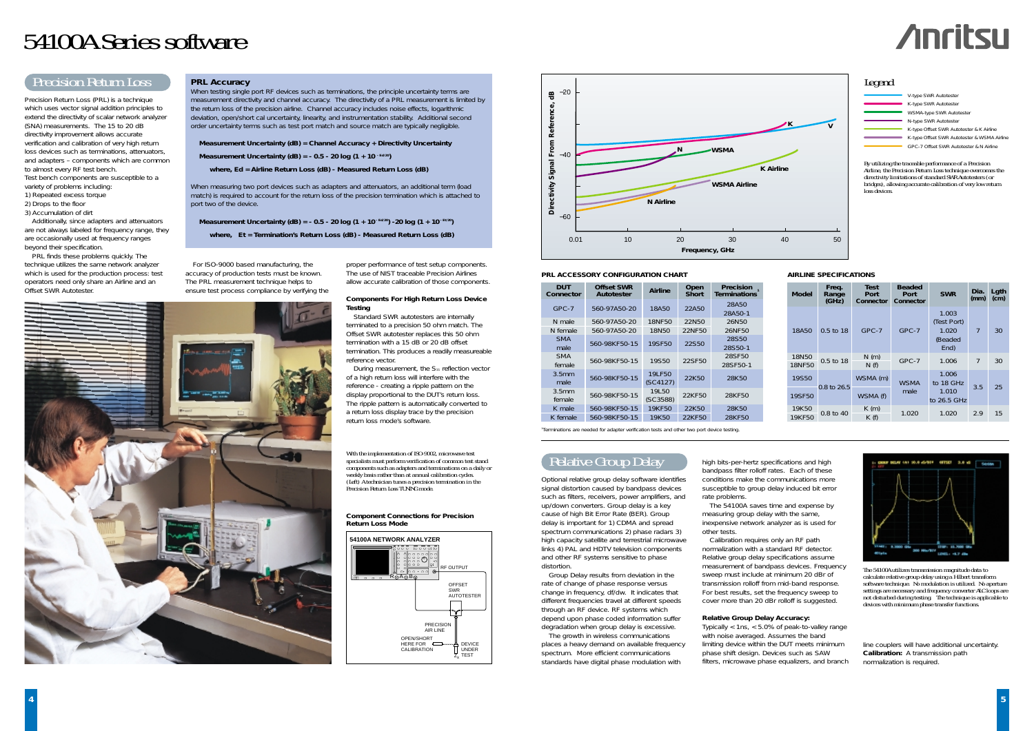# 54100A Series software

## Precision Return Loss

Precision Return Loss (PRL) is a technique which uses vector signal addition principles to extend the directivity of scalar network analyzer (SNA) measurements. The 15 to 20 dB directivity improvement allows accurate verification and calibration of very high return loss devices such as terminations, attenuators, and adaptors – components which are common to almost every RF test bench.

Test bench components are susceptible to a variety of problems including:

1) Repeated excess torque
2) Drops to the floor
3) Accumulation of dirt

Additionally, since adapters and attenuators are not always labeled for frequency range, they are occasionally used at frequency ranges beyond their specification.

PRL finds these problems quickly. The technique utilizes the same network analyzer which is used for the production process: test operators need only share an Airline and an Offset SWR Autotester.

### PRL Accuracy

When testing single port RF devices such as terminations, the principle uncertainty terms are measurement directivity and channel accuracy. The directivity of a PRL measurement is limited by the return loss of the precision airline. Channel accuracy includes noise effects, logarithmic deviation, open/short cal uncertainty, linearity, and instrumentation stability. Additional second order uncertainty terms such as test port match and source match are typically negligible.

**Measurement Uncertainty (dB) = Channel Accuracy + Directivity Uncertainty**

**Measurement Uncertainty (dB) =** $- 0.5 - 20 \log (1 + 10^{-Ed/20})$

**where, Ed = Airline Return Loss (dB) - Measured Return Loss (dB)**

When measuring two port devices such as adapters and attenuators, an additional term (load match) is required to account for the return loss of the precision termination which is attached to port two of the device.

**Measurement Uncertainty (dB) =** $- 0.5 - 20 \log (1 + 10^{-Ed/20}) - 20 \log (1 + 10^{-Et/20})$

**where, Et = Termination's Return Loss (dB) - Measured Return Loss (dB)**

For ISO-9000 based manufacturing, the accuracy of production tests must be known. The PRL measurement technique helps to ensure test process compliance by verifying the proper performance of test setup components. The use of NIST traceable Precision Airlines allow accurate calibration of those components.

### Components For High Return Loss Device Testing

Standard SWR autotesters are internally terminated to a precision 50 ohm match. The Offset SWR autotester replaces this 50 ohm termination with a 15 dB or 20 dB offset termination. This produces a readily measureable reference vector.

During measurement, the $S_{11}$ reflection vector of a high return loss will interfere with the reference - creating a ripple pattern on the display proportional to the DUT's return loss. The ripple pattern is automatically converted to a return loss display trace by the precision return loss mode's software.

With the implementation of ISO-9002, microwave test specialists must perform verification of common test stand components such as adapters and terminations on a daily or weekly basis rather than at annual calibration cycles. (Left) A technician tunes a precision termination in the Precision Return Loss TUNING mode.

### Component Connections for Precision Return Loss Mode

Diagram labels: 54100A NETWORK ANALYZER; RF OUTPUT; OFFSET SWR AUTOTESTER; PRECISION AIR LINE; OPEN/SHORT HERE FOR CALIBRATION; DEVICE UNDER TEST

Chart: Directivity Signal From Reference, dB (−20 to −60) vs. Frequency, GHz (0.01 to 50). Curves: N, WSMA, K, V, K Airline, WSMA Airline, N Airline.

Legend:
- V-type SWR Autotester
- K-type SWR Autotester
- WSMA-type SWR Autotester
- N-type SWR Autotester
- K-type Offset SWR Autotester & K Airline
- K-type Offset SWR Autotester & WSMA Airline
- GPC-7 Offset SWR Autotester & N Airline

By utilizing the traceable performance of a Precision Airline, the Precision Return Loss technique overcomes the directivity limitations of standard SWR Autotesters (or bridges), allowing accurate calibration of very low return loss devices.

### PRL ACCESSORY CONFIGURATION CHART

| DUT Connector | Offset SWR Autotester | Airline | Open Short | Precision Terminations[1] |
|---|---|---|---|---|
| GPC-7 | 560-97A50-20 | 18A50 | 22A50 | 28A50 28A50-1 |
| N male | 560-97A50-20 | 18NF50 | 22N50 | 26N50 |
| N female | 560-97A50-20 | 18N50 | 22NF50 | 26NF50 |
| SMA male | 560-98KF50-15 | 19SF50 | 22S50 | 28S50 28S50-1 |
| SMA female | 560-98KF50-15 | 19S50 | 22SF50 | 28SF50 28SF50-1 |
| 3.5mm male | 560-98KF50-15 | 19LF50 (SC4127) | 22K50 | 28K50 |
| 3.5mm female | 560-98KF50-15 | 19L50 (SC3588) | 22KF50 | 28KF50 |
| K male | 560-98KF50-15 | 19KF50 | 22K50 | 28K50 |
| K female | 560-98KF50-15 | 19K50 | 22KF50 | 28KF50 |

[1] Terminations are needed for adapter verification tests and other two port device testing.

### AIRLINE SPECIFICATIONS

| Model | Freq. Range (GHz) | Test Port Connector | Beaded Port Connector | SWR | Dia. (mm) | Lgth (cm) |
|---|---|---|---|---|---|---|
| 18A50 | 0.5 to 18 | GPC-7 | GPC-7 | 1.003 (Test Port) 1.020 (Beaded End) | 7 | 30 |
| 18N50 | 0.5 to 18 | N (m) | GPC-7 | 1.006 | 7 | 30 |
| 18NF50 | | N (f) | | | | |
| 19S50 | 0.8 to 26.5 | WSMA (m) | WSMA male | 1.006 to 18 GHz 1.010 to 26.5 GHz | 3.5 | 25 |
| 19SF50 | | WSMA (f) | | | | |
| 19K50 | 0.8 to 40 | K (m) | 1.020 | 1.020 | 2.9 | 15 |
| 19KF50 | | K (f) | | | | |

## Relative Group Delay

Optional relative group delay software identifies signal distortion caused by bandpass devices such as filters, receivers, power amplifiers, and up/down converters. Group delay is a key cause of high Bit Error Rate (BER). Group delay is important for 1) CDMA and spread spectrum communications 2) phase radars 3) high capacity satellite and terrestrial microwave links 4) PAL and HDTV television components and other RF systems sensitive to phase distortion.

Group Delay results from deviation in the rate of change of phase response versus change in frequency, dF/dw. It indicates that different frequencies travel at different speeds through an RF device. RF systems which depend upon phase coded information suffer degradation when group delay is excessive.

The growth in wireless communications places a heavy demand on available frequency spectrum. More efficient communications standards have digital phase modulation with high bits-per-hertz specifications and high bandpass filter rolloff rates. Each of these conditions make the communications more susceptible to group delay induced bit error rate problems.

The 54100A saves time and expense by measuring group delay with the same, inexpensive network analyzer as is used for other tests.

Calibration requires only an RF path normalization with a standard RF detector. Relative group delay specifications assume measurement of bandpass devices. Frequency sweep must include at minimum 20 dBr of transmission rolloff from mid-band response. For best results, set the frequency sweep to cover more than 20 dBr rolloff is suggested.

**Relative Group Delay Accuracy:**
Typically < 1ns, < 5.0% of peak-to-valley range with noise averaged. Assumes the band limiting device within the DUT meets minimum phase shift design. Devices such as SAW filters, microwave phase equalizers, and branch line couplers will have additional uncertainty.

**Calibration:** A transmission path normalization is required.

The 54100A utilizes transmission magnitude data to calculate relative group delay using a Hilbert transform software technique. No modulation is utilized. No aperture settings are necessary and frequency converter ALC loops are not disturbed during testing. The technique is applicable to devices with minimum phase transfer functions.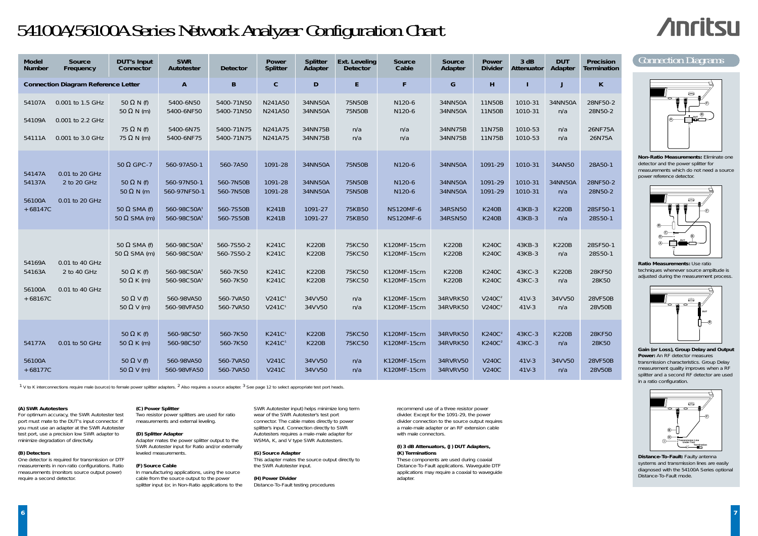# 54100A/56100A Series Network Analyzer Configuration Chart

| Model Number | Source Frequency | DUT's Input Connector | SWR Autotester | Detector | Power Splitter | Splitter Adapter | Ext. Leveling Detector | Source Cable | Source Adapter | Power Divider | 3 dB Attenuator | DUT Adapter | Precision Termination |
|---|---|---|---|---|---|---|---|---|---|---|---|---|---|
| Connection Diagram Reference Letter | | | A | B | C | D | E | F | G | H | I | J | K |
| 54107A | 0.001 to 1.5 GHz | 50 Ω N (f) | 5400-6N50 | 5400-71N50 | N241A50 | 34NN50A | 75N50B | N120-6 | 34NN50A | 11N50B | 1010-31 | 34NN50A | 28NF50-2 |
| | | 50 Ω N (m) | 5400-6NF50 | 5400-71N50 | N241A50 | 34NN50A | 75N50B | N120-6 | 34NN50A | 11N50B | 1010-31 | n/a | 28N50-2 |
| 54109A | 0.001 to 2.2 GHz | | | | | | | | | | | | |
| | | 75 Ω N (f) | 5400-6N75 | 5400-71N75 | N241A75 | 34NN75B | n/a | n/a | 34NN75B | 11N75B | 1010-53 | n/a | 26NF75A |
| 54111A | 0.001 to 3.0 GHz | 75 Ω N (m) | 5400-6NF75 | 5400-71N75 | N241A75 | 34NN75B | n/a | n/a | 34NN75B | 11N75B | 1010-53 | n/a | 26N75A |
| | | 50 Ω GPC-7 | 560-97A50-1 | 560-7A50 | 1091-28 | 34NN50A | 75N50B | N120-6 | 34NN50A | 1091-29 | 1010-31 | 34AN50 | 28A50-1 |
| 54147A | 0.01 to 20 GHz | | | | | | | | | | | | |
| 54137A | 2 to 20 GHz | 50 Ω N (f) | 560-97N50-1 | 560-7N50B | 1091-28 | 34NN50A | 75N50B | N120-6 | 34NN50A | 1091-29 | 1010-31 | 34NN50A | 28NF50-2 |
| | | 50 Ω N (m | 560-97NF50-1 | 560-7N50B | 1091-28 | 34NN50A | 75N50B | N120-6 | 34NN50A | 1091-29 | 1010-31 | n/a | 28N50-2 |
| 56100A | 0.01 to 20 GHz | | | | | | | | | | | | |
| +68147C | | 50 Ω SMA (f) | 560-98C50A[3] | 560-7S50B | K241B | 1091-27 | 75KB50 | NS120MF-6 | 34RSN50 | K240B | 43KB-3 | K220B | 28SF50-1 |
| | | 50 Ω SMA (m) | 560-98C50A[3] | 560-7S50B | K241B | 1091-27 | 75KB50 | NS120MF-6 | 34RSN50 | K240B | 43KB-3 | n/a | 28S50-1 |
| | | 50 Ω SMA (f) | 560-98C50A[3] | 560-7S50-2 | K241C | K220B | 75KC50 | K120MF-15cm | K220B | K240C | 43KB-3 | K220B | 28SF50-1 |
| | | 50 Ω SMA (m) | 560-98C50A[3] | 560-7S50-2 | K241C | K220B | 75KC50 | K120MF-15cm | K220B | K240C | 43KB-3 | n/a | 28S50-1 |
| 54169A | 0.01 to 40 GHz | | | | | | | | | | | | |
| 54163A | 2 to 40 GHz | 50 Ω K (f) | 560-98C50A[3] | 560-7K50 | K241C | K220B | 75KC50 | K120MF-15cm | K220B | K240C | 43KC-3 | K220B | 28KF50 |
| | | 50 Ω K (m) | 560-98C50A[3] | 560-7K50 | K241C | K220B | 75KC50 | K120MF-15cm | K220B | K240C | 43KC-3 | n/a | 28K50 |
| 56100A | 0.01 to 40 GHz | | | | | | | | | | | | |
| +68167C | | 50 Ω V (f) | 560-98VA50 | 560-7VA50 | V241C[1] | 34VV50 | n/a | K120MF-15cm | 34RVRK50 | V240C[2] | 41V-3 | 34VV50 | 28VF50B |
| | | 50 Ω V (m) | 560-98VFA50 | 560-7VA50 | V241C[1] | 34VV50 | n/a | K120MF-15cm | 34RVRK50 | V240C[2] | 41V-3 | n/a | 28V50B |
| | | 50 Ω K (f) | 560-98C50[3] | 560-7K50 | K241C[1] | K220B | 75KC50 | K120MF-15cm | 34RVRK50 | K240C[2] | 43KC-3 | K220B | 28KF50 |
| 54177A | 0.01 to 50 GHz | 50 Ω K (m) | 560-98C50[3] | 560-7K50 | K241C[1] | K220B | 75KC50 | K120MF-15cm | 34RVRK50 | K240C[2] | 43KC-3 | n/a | 28K50 |
| 56100A | | 50 Ω V (f) | 560-98VA50 | 560-7VA50 | V241C | 34VV50 | n/a | K120MF-15cm | 34RVRV50 | V240C | 41V-3 | 34VV50 | 28VF50B |
| +68177C | | 50 Ω V (m) | 560-98VFA50 | 560-7VA50 | V241C | 34VV50 | n/a | K120MF-15cm | 34RVRV50 | V240C | 41V-3 | n/a | 28V50B |

[1] V to K interconnections require male (source) to female power splitter adapters. [2] Also requires a source adapter. [3] See page 12 to select appropriate test port heads.

**(A) SWR Autotesters**
For optimum accuracy, the SWR Autotester test port must mate to the DUT's input connector. If you must use an adapter at the SWR Autotester test port, use a precision low SWR adapter to minimize degradation of directivity.

**(B) Detectors**
One detector is required for transmission or DTF measurements in non-ratio configurations. Ratio measurements (monitors source output power) require a second detector.

**(C) Power Splitter**
Two resistor power splitters are used for ratio measurements and external leveling.

**(D) Splitter Adapter**
Adapter mates the power splitter output to the SWR Autotester input for Ratio and/or externally leveled measurements.

**(F) Source Cable**
In manufacturing applications, using the source cable from the source output to the power splitter input (or, in Non-Ratio applications to the SWR Autotester input) helps minimize long term wear of the SWR Autotester's test port connector. The cable mates directly to power splitter's input. Connection directly to SWR Autotesters requires a male-male adapter for WSMA, K, and V type SWR Autotesters.

**(G) Source Adapter**
This adapter mates the source output directly to the SWR Autotester input.

**(H) Power Divider**
Distance-To-Fault testing procedures recommend use of a three resistor power divider. Except for the 1091-29, the power divider connection to the source output requires a male-male adapter or an RF extension cable with male connectors.

**(I) 3 dB Attenuators, (J) DUT Adapters, (K) Terminations**
These components are used during coaxial Distance-To-Fault applications. Waveguide DTF applications may require a coaxial to waveguide adapter.

## Connection Diagrams

**Non-Ratio Measurements:** Eliminate one detector and the power splitter for measurements which do not need a source power reference detector.

**Ratio Measurements:** Use ratio techniques whenever source amplitude is adjusted during the measurement process.

**Gain (or Loss), Group Delay and Output Power:** An RF detector measures transmission characteristics. Group Delay measurement quality improves when a RF splitter and a second RF detector are used in a ratio configuration.

**Distance-To-Fault:** Faulty antenna systems and transmission lines are easily diagnosed with the 54100A Series optional Distance-To-Fault mode.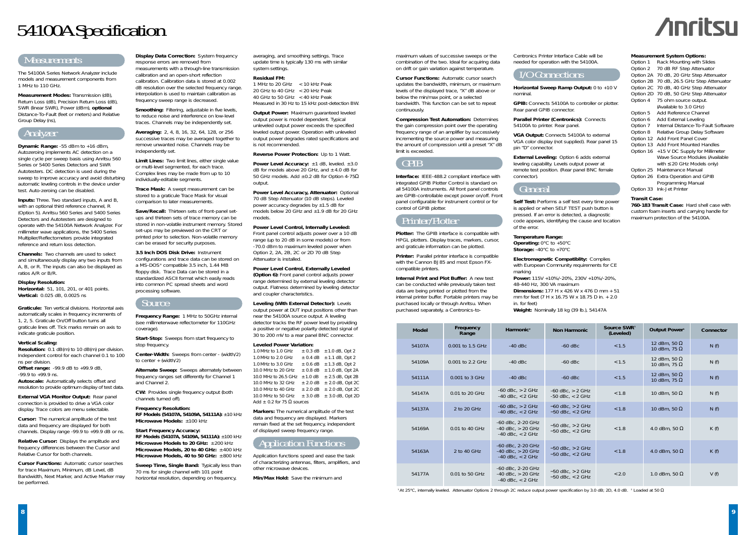# 54100A Specification

## Measurements

The 54100A Series Network Analyzer include models and measurement components from 1 MHz to 110 GHz.

**Measurement Modes:** Transmission (dB), Return Loss (dB), Precision Return Loss (dB), SWR (linear SWR), Power (dBm), **optional** Distance-To-Fault (feet or meters) and Relative Group Delay (ns),

## Analyzer

**Dynamic Range:** -55 dBm to +16 dBm, Autozeroing implements AC detection on a single cycle per sweep basis using Anritsu 560 Series or 5400 Series Detectors and SWR Autotesters. DC detection is used during the sweep to improve accuracy and avoid disturbing automatic leveling controls in the device under test. Auto-zeroing can be disabled.

**Inputs:** Three. Two standard inputs, A and B, with an optional third reference channel, R (Option 5). Anritsu 560 Series and 5400 Series Detectors and Autotesters are designed to operate with the 54100A Network Analyzer. For millimeter wave applications, the 5400 Series Multiplier/Reflectometers provide integrated reference and return loss detection.

**Channels:** Two channels are used to select and simultaneously display any two inputs from A, B, or R. The inputs can also be displayed as ratios A/R or B/R.

**Display Resolution:**
**Horizontal:** 51, 101, 201, or 401 points.
**Vertical:** 0.025 dB, 0.0025 ns

**Graticule:** Ten vertical divisions. Horizontal axis automatically scales in frequency increments of 1, 2, 5. Graticule On/Off button turns all graticule lines off. Tick marks remain on axis to indicate graticule position.

**Vertical Scaling:**
**Resolution:** 0.1 dB(m) to 10 dB(m) per division. Independent control for each channel 0.1 to 100 ns per division.
**Offset range:** -99.9 dB to +99.9 dB, -99.9 to +99.9 ns.
**Autoscale:** Automatically selects offset and resolution to provide optimum display of test data.

**External VGA Monitor Output:** Rear panel connection is provided to drive a VGA color display. Trace colors are menu selectable.

**Cursor:** The numerical amplitude of the test data and frequency are displayed for both channels. Display range -99.9 to +99.9 dB or ns.

**Relative Cursor:** Displays the amplitude and frequency differences between the Cursor and Relative Cursor for both channels.

**Cursor Functions:** Automatic cursor searches for trace Maximum, Minimum, dB Level, dB Bandwidth, Next Marker, and Active Marker may be performed.

**Display Data Correction:** System frequency response errors are removed from measurements with a through-line transmission calibration and an open-short reflection calibration. Calibration data is stored at 0.002 dB resolution over the selected frequency range. Interpolation is used to maintain calibration as frequency sweep range is decreased.

**Smoothing:** Filtering, adjustable in five levels, to reduce noise and interference on low-level traces. Channels may be independently set.

**Averaging:** 2, 4, 8, 16, 32, 64, 128, or 256 successive traces may be averaged together to remove unwanted noise. Channels may be independently set.

**Limit Lines:** Two limit lines, either single value or multi-level segmented, for each trace. Complex lines may be made from up to 10 individually-editable segments.

**Trace Mask:** A swept measurement can be stored to a graticule Trace Mask for visual comparison to later measurements.

**Save/Recall:** Thirteen sets of front-panel set-ups and thirteen sets of trace memory can be stored in non-volatile instrument memory. Stored set-ups may be previewed on the CRT or printed prior to selection. Non-volatile memory can be erased for security purposes.

**3.5 Inch DOS Disk Drive:** Instrument configurations and trace data can be stored on a MS-DOS® compatible 3.5 inch, 1.44 MB floppy disk. Trace Data can be stored in a standardized ASCII format which easily reads into common PC spread sheets and word processing software.

## Source

**Frequency Range:** 1 MHz to 50GHz internal (see millimeterwave reflectometer for 110GHz coverage).

**Start-Stop:** Sweeps from start frequency to stop frequency.

**Center-Width:** Sweeps from center - (width/2) to center + (width/2)

**Alternate Sweep:** Sweeps alternately between frequency ranges set differently for Channel 1 and Channel 2.

**CW:** Provides single frequency output (both channels turned off).

**Frequency Resolution:**
**RF Models (54107A, 54109A, 54111A):** ±10 kHz
**Microwave Models:** ±100 kHz

**Start Frequency Accuracy:**
**RF Models (54107A, 54109A, 54111A):** ±100 kHz
**Microwave Models to 20 GHz:** ±200 kHz
**Microwave Models, 20 to 40 GHz:** ±400 kHz
**Microwave Models, 40 to 50 GHz:** ±800 kHz

**Sweep Time, Single Band:** Typically less than 70 ms for single channel with 101 point horizontal resolution, depending on frequency, averaging, and smoothing settings. Trace update time is typically 130 ms with similar system settings.

**Residual FM:**
1 MHz to 20 GHz &lt;10 kHz Peak
20 GHz to 40 GHz &lt;20 kHz Peak
40 GHz to 50 GHz &lt;40 kHz Peak
Measured in 30 Hz to 15 kHz post-detection BW.

**Output Power:** Maximum guaranteed leveled output power is model dependent. Typical unleveled output power exceeds the specified leveled output power. Operation with unleveled output power degrades rated specifications and is not recommended.

**Reverse Power Protection:** Up to 1 Watt.

**Power Level Accuracy:** ±1 dB, leveled. ±3.0 dB for models above 20 GHz, and ±4.0 dB for 50 GHz models. Add ±0.2 dB for Option 4-75Ω output.

**Power Level Accuracy, Attenuator:** Optional 70 dB Step Attenuator (10 dB steps). Leveled power accuracy degrades by ±1.5 dB for models below 20 GHz and ±1.9 dB for 20 GHz models.

**Power Level Control, Internally Leveled:** Front panel control adjusts power over a 10 dB range (up to 20 dB in some models) or from -70.0 dBm to maximum leveled power when Option 2, 2A, 2B, 2C or 2D 70 dB Step Attenuator is installed.

**Power Level Control, Externally Leveled (Option 6):** Front panel control adjusts power range determined by external leveling detector output. Flatness determined by leveling detector and coupler characteristics.

**Leveling (With External Detector):** Levels output power at DUT input positions other than near the 54100A source output. A leveling detector tracks the RF power level by providing a positive or negative polarity detected signal of 30 to 200 mV to a rear panel BNC connector.

**Leveled Power Variation:**

| | | |
|---|---|---|
| 1.0 MHz to 1.0 GHz | ± 0.3 dB | ± 1.0 dB, Opt 2 |
| 1.0 MHz to 2.0 GHz | ± 0.4 dB | ± 1.1 dB, Opt 2 |
| 1.0 MHz to 3.0 GHz | ± 0.6 dB | ± 1.3 dB, Opt 2 |
| 10.0 MHz to 20 GHz | ± 0.8 dB | ± 1.0 dB, Opt 2A |
| 10.0 MHz to 26.5 GHz | ± 1.0 dB | ± 2.5 dB, Opt 2B |
| 10.0 MHz to 32 GHz | ± 2.0 dB | ± 2.0 dB, Opt 2C |
| 10.0 MHz to 40 GHz | ± 2.0 dB | ± 2.0 dB, Opt 2C |
| 10.0 MHz to 50 GHz | ± 3.0 dB | ± 3.0 dB, Opt 2D |

Add ± 0.2 for 75 Ω sources

**Markers:** The numerical amplitude of the test data and frequency are displayed. Markers remain fixed at the set frequency, independent of displayed sweep frequency range.

## Application Functions

Application functions speed and ease the task of characterizing antennas, filters, amplifiers, and other microwave devices.

**Min/Max Hold:** Save the minimum and maximum values of successive sweeps or the combination of the two. Ideal for acquiring data on drift or gain variation against temperature.

**Cursor Functions:** Automatic cursor search updates the bandwidth, minimum, or maximum levels of the displayed trace, "X" dB above or below the min/max point, or a selected bandwidth. This function can be set to repeat continuously.

**Compression Test Automation:** Determines the gain compression point over the operating frequency range of an amplifier by successively incrementing the source power and measuring the amount of compression until a preset "X" dB limit is exceeded.

## GPIB

**Interface:** IEEE-488.2 compliant interface with integrated GPIB Plotter Control is standard on all 54100A instruments. All front panel controls are GPIB-controllable except power on/off. Front panel configurable for instrument control or for control of GPIB plotter.

## Printer/Plotter

**Plotter:** The GPIB interface is compatible with HPGL plotters. Display traces, markers, cursor, and graticule information can be plotted.

**Printer:** Parallel printer interface is compatible with the Cannon BJ 85 and most Epson FX-compatible printers.

**Internal Print and Plot Buffer:** A new test can be conducted while previously taken test data are being printed or plotted from the internal printer buffer. Portable printers may be purchased locally or through Anritsu. When purchased separately, a Centronics-to-Centronics Printer Interface Cable will be needed for operation with the 54100A.

## I/O Connections

**Horizontal Sweep Ramp Output:** 0 to +10 V nominal.

**GPIB:** Connects 54100A to controller or plotter. Rear panel GPIB connector.

**Parallel Printer (Centronics):** Connects 54100A to printer. Rear panel.

**VGA Output:** Connects 54100A to external VGA color display (not supplied). Rear panel 15 pin "D" connector.

**External Leveling:** Option 6 adds external leveling capability. Levels output power at remote test position. (Rear panel BNC female connector).

## General

**Self Test:** Performs a self test every time power is applied or when SELF TEST push button is pressed. If an error is detected, a diagnostic code appears, identifying the cause and location of the error.

**Temperature Range:**
**Operating:** 0°C to +50°C
**Storage:** -40°C to +70°C

**Electromagnetic Compatiblity:** Complies with European Community requirements for CE marking
**Power:** 115V +10%/-20%, 230V +10%/-20%, 48-440 Hz, 300 VA maximum
**Dimensions:** 177 H x 426 W x 476 D mm + 51 mm for feet (7 H x 16.75 W x 18.75 D in. + 2.0 in. for feet)
**Weight:** Nominally 18 kg (39 lb.), 54147A

**Measurement System Options:**
Option 1 Rack Mounting with Slides
Option 2 70 dB RF Step Attenuator
Option 2A 70 dB, 20 GHz Step Attenuator
Option 2B 70 dB, 26.5 GHz Step Attenuator
Option 2C 70 dB, 40 GHz Step Attenuator
Option 2D 70 dB, 50 GHz Step Attenuator
Option 4 75 ohm source output. (Available to 3.0 GHz)
Option 5 Add Reference Channel
Option 6 Add External Leveling
Option 7 Internal Distance-To-Fault Software
Option 8 Relative Group Delay Software
Option 12 Add Front Panel Cover
Option 13 Add Front Mounted Handles
Option 16 +15 V DC Supply for Millimeter Wave Source Modules (Available with ≤20 GHz Models only)
Option 25 Maintenance Manual
Option 26 Extra Operation and GPIB Programming Manual
Option 33 Ink-Jet Printer

**Transit Case:**
**760-183 Transit Case:** Hard shell case with custom foam inserts and carrying handle for maximum protection of the 54100A.

| Model | Frequency Range | Harmonic[2] | Non Harmonic | Source SWR[1] (Leveled) | Output Power[1] | Connector |
|---|---|---|---|---|---|---|
| 54107A | 0.001 to 1.5 GHz | -40 dBc | -60 dBc | &lt;1.5 | 12 dBm, 50 Ω<br>10 dBm, 75 Ω | N (f) |
| 54109A | 0.001 to 2.2 GHz | -40 dBc | -60 dBc | &lt;1.5 | 12 dBm, 50 Ω<br>10 dBm, 75 Ω | N (f) |
| 54111A | 0.001 to 3 GHz | -40 dBc | -60 dBc | &lt;1.5 | 12 dBm, 50 Ω<br>10 dBm, 75 Ω | N (f) |
| 54147A | 0.01 to 20 GHz | -60 dBc, &gt;2 GHz<br>-40 dBc, &lt;2 GHz | -60 dBc, &gt;2 GHz<br>-50 dBc, &lt;2 GHz | &lt;1.8 | 10 dBm, 50 Ω | N (f) |
| 54137A | 2 to 20 GHz | -60 dBc, &gt;2 GHz<br>-40 dBc, &lt;2 GHz | −60 dBc, &gt;2 GHz<br>−50 dBc, &lt;2 GHz | &lt;1.8 | 10 dBm, 50 Ω | N (f) |
| 54169A | 0.01 to 40 GHz | -60 dBc, 2-20 GHz<br>-40 dBc, &gt;20 GHz<br>-40 dBc, &lt;2 GHz | −50 dBc, &gt;2 GHz<br>−50 dBc, &lt;2 GHz | &lt;1.8 | 4.0 dBm, 50 Ω | K (f) |
| 54163A | 2 to 40 GHz | -60 dBc, 2-20 GHz<br>-40 dBc, &gt;20 GHz<br>-40 dBc, &lt;2 GHz | −50 dBc, &gt;2 GHz<br>−50 dBc, &lt;2 GHz | &lt;1.8 | 4.0 dBm, 50 Ω | K (f) |
| 54177A | 0.01 to 50 GHz | -60 dBc, 2-20 GHz<br>-40 dBc, &gt;20 GHz<br>-40 dBc, &lt;2 GHz | −50 dBc, &gt;2 GHz<br>−50 dBc, &lt;2 GHz | &lt;2.0 | 1.0 dBm, 50 Ω | V (f) |

[1] At 25°C, internally leveled. Attenuator Options 2 through 2C reduce output power specification by 3.0 dB; 2D, 4.0 dB. [2] Loaded at 50 Ω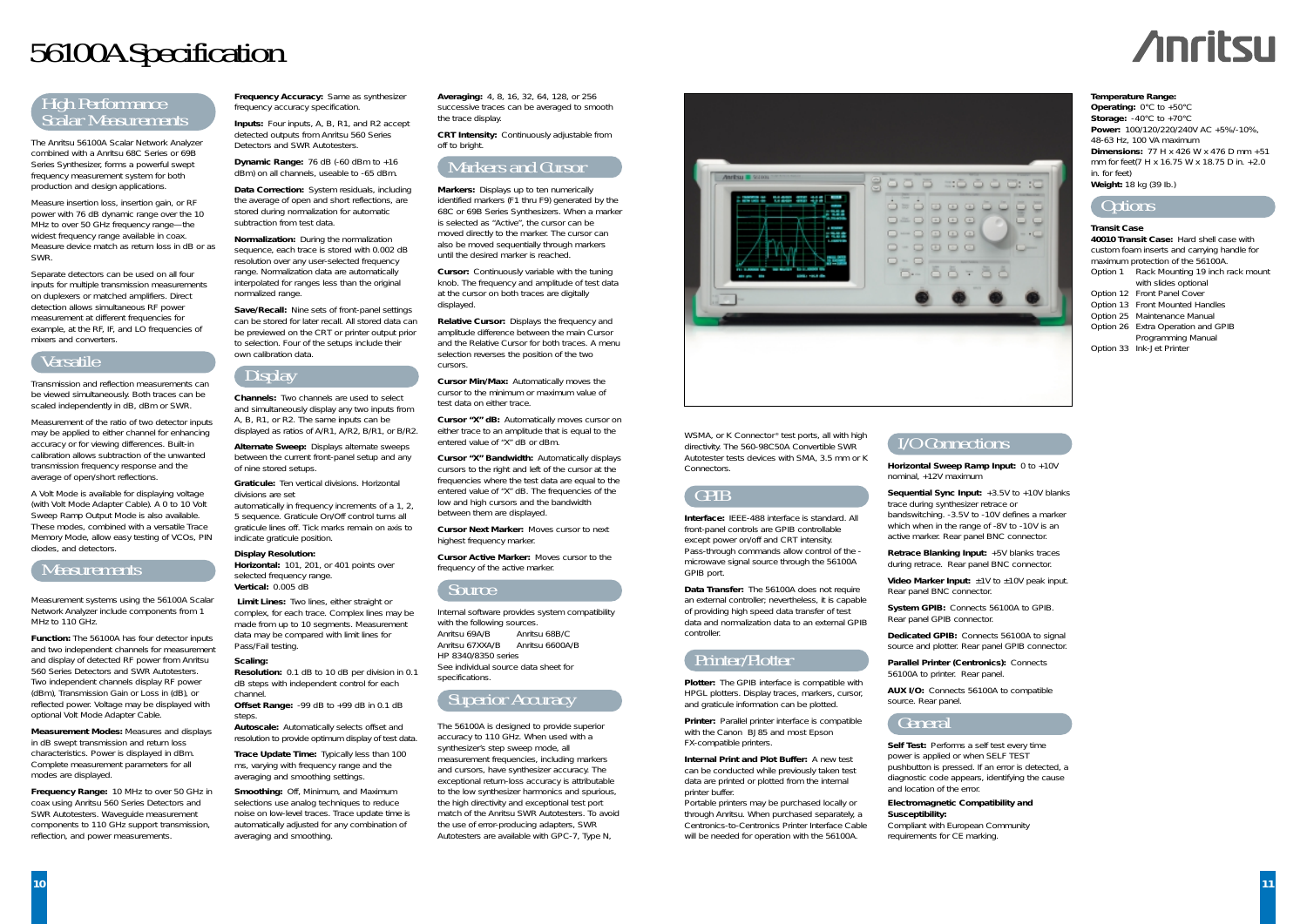# 56100A Specification

## High Performance Scalar Measurements

The Anritsu 56100A Scalar Network Analyzer combined with a Anritsu 68C Series or 69B Series Synthesizer, forms a powerful swept frequency measurement system for both production and design applications.

Measure insertion loss, insertion gain, or RF power with 76 dB dynamic range over the 10 MHz to over 50 GHz frequency range—the widest frequency range available in coax. Measure device match as return loss in dB or as SWR.

Separate detectors can be used on all four inputs for multiple transmission measurements on duplexers or matched amplifiers. Direct detection allows simultaneous RF power measurement at different frequencies for example, at the RF, IF, and LO frequencies of mixers and converters.

## Versatile

Transmission and reflection measurements can be viewed simultaneously. Both traces can be scaled independently in dB, dBm or SWR.

Measurement of the ratio of two detector inputs may be applied to either channel for enhancing accuracy or for viewing differences. Built-in calibration allows subtraction of the unwanted transmission frequency response and the average of open/short reflections.

A Volt Mode is available for displaying voltage (with Volt Mode Adapter Cable). A 0 to 10 Volt Sweep Ramp Output Mode is also available. These modes, combined with a versatile Trace Memory Mode, allow easy testing of VCOs, PIN diodes, and detectors.

## Measurements

Measurement systems using the 56100A Scalar Network Analyzer include components from 1 MHz to 110 GHz.

**Function:** The 56100A has four detector inputs and two independent channels for measurement and display of detected RF power from Anritsu 560 Series Detectors and SWR Autotesters. Two independent channels display RF power (dBm), Transmission Gain or Loss in (dB), or reflected power. Voltage may be displayed with optional Volt Mode Adapter Cable.

**Measurement Modes:** Measures and displays in dB swept transmission and return loss characteristics. Power is displayed in dBm. Complete measurement parameters for all modes are displayed.

**Frequency Range:** 10 MHz to over 50 GHz in coax using Anritsu 560 Series Detectors and SWR Autotesters. Waveguide measurement components to 110 GHz support transmission, reflection, and power measurements.

**Frequency Accuracy:** Same as synthesizer frequency accuracy specification.

**Inputs:** Four inputs, A, B, R1, and R2 accept detected outputs from Anritsu 560 Series Detectors and SWR Autotesters.

**Dynamic Range:** 76 dB (-60 dBm to +16 dBm) on all channels, useable to -65 dBm.

**Data Correction:** System residuals, including the average of open and short reflections, are stored during normalization for automatic subtraction from test data.

**Normalization:** During the normalization sequence, each trace is stored with 0.002 dB resolution over any user-selected frequency range. Normalization data are automatically interpolated for ranges less than the original normalized range.

**Save/Recall:** Nine sets of front-panel settings can be stored for later recall. All stored data can be previewed on the CRT or printer output prior to selection. Four of the setups include their own calibration data.

## Display

**Channels:** Two channels are used to select and simultaneously display any two inputs from A, B, R1, or R2. The same inputs can be displayed as ratios of A/R1, A/R2, B/R1, or B/R2.

**Alternate Sweep:** Displays alternate sweeps between the current front-panel setup and any of nine stored setups.

**Graticule:** Ten vertical divisions. Horizontal divisions are set automatically in frequency increments of a 1, 2, 5 sequence. Graticule On/Off control turns all graticule lines off. Tick marks remain on axis to indicate graticule position.

**Display Resolution:**
**Horizontal:** 101, 201, or 401 points over selected frequency range.
**Vertical:** 0.005 dB

**Limit Lines:** Two lines, either straight or complex, for each trace. Complex lines may be made from up to 10 segments. Measurement data may be compared with limit lines for Pass/Fail testing.

**Scaling:**
**Resolution:** 0.1 dB to 10 dB per division in 0.1 dB steps with independent control for each channel.
**Offset Range:** -99 dB to +99 dB in 0.1 dB steps.
**Autoscale:** Automatically selects offset and resolution to provide optimum display of test data.

**Trace Update Time:** Typically less than 100 ms, varying with frequency range and the averaging and smoothing settings.

**Smoothing:** Off, Minimum, and Maximum selections use analog techniques to reduce noise on low-level traces. Trace update time is automatically adjusted for any combination of averaging and smoothing.

**Averaging:** 4, 8, 16, 32, 64, 128, or 256 successive traces can be averaged to smooth the trace display.

**CRT Intensity:** Continuously adjustable from off to bright.

## Markers and Cursor

**Markers:** Displays up to ten numerically identified markers (F1 thru F9) generated by the 68C or 69B Series Synthesizers. When a marker is selected as "Active", the cursor can be moved directly to the marker. The cursor can also be moved sequentially through markers until the desired marker is reached.

**Cursor:** Continuously variable with the tuning knob. The frequency and amplitude of test data at the cursor on both traces are digitally displayed.

**Relative Cursor:** Displays the frequency and amplitude difference between the main Cursor and the Relative Cursor for both traces. A menu selection reverses the position of the two cursors.

**Cursor Min/Max:** Automatically moves the cursor to the minimum or maximum value of test data on either trace.

**Cursor "X" dB:** Automatically moves cursor on either trace to an amplitude that is equal to the entered value of "X" dB or dBm.

**Cursor "X" Bandwidth:** Automatically displays cursors to the right and left of the cursor at the frequencies where the test data are equal to the entered value of "X" dB. The frequencies of the low and high cursors and the bandwidth between them are displayed.

**Cursor Next Marker:** Moves cursor to next highest frequency marker.

**Cursor Active Marker:** Moves cursor to the frequency of the active marker.

## Source

Internal software provides system compatibility with the following sources.

Anritsu 69A/B — Anritsu 68B/C
Anritsu 67XXA/B — Anritsu 6600A/B
HP 8340/8350 series

See individual source data sheet for specifications.

## Superior Accuracy

The 56100A is designed to provide superior accuracy to 110 GHz. When used with a synthesizer's step sweep mode, all measurement frequencies, including markers and cursors, have synthesizer accuracy. The exceptional return-loss accuracy is attributable to the low synthesizer harmonics and spurious, the high directivity and exceptional test port match of the Anritsu SWR Autotesters. To avoid the use of error-producing adapters, SWR Autotesters are available with GPC-7, Type N, WSMA, or K Connector® test ports, all with high directivity. The 560-98C50A Convertible SWR Autotester tests devices with SMA, 3.5 mm or K Connectors.

## GPIB

**Interface:** IEEE-488 interface is standard. All front-panel controls are GPIB controllable except power on/off and CRT intensity. Pass-through commands allow control of the microwave signal source through the 56100A GPIB port.

**Data Transfer:** The 56100A does not require an external controller; nevertheless, it is capable of providing high speed data transfer of test data and normalization data to an external GPIB controller.

## Printer/Plotter

**Plotter:** The GPIB interface is compatible with HPGL plotters. Display traces, markers, cursor, and graticule information can be plotted.

**Printer:** Parallel printer interface is compatible with the Canon BJ 85 and most Epson FX-compatible printers.

**Internal Print and Plot Buffer:** A new test can be conducted while previously taken test data are printed or plotted from the internal printer buffer.

Portable printers may be purchased locally or through Anritsu. When purchased separately, a Centronics-to-Centronics Printer Interface Cable will be needed for operation with the 56100A.

## I/O Connections

**Horizontal Sweep Ramp Input:** 0 to +10V nominal, +12V maximum

**Sequential Sync Input:** +3.5V to +10V blanks trace during synthesizer retrace or bandswitching. -3.5V to -10V defines a marker which when in the range of -8V to -10V is an active marker. Rear panel BNC connector.

**Retrace Blanking Input:** +5V blanks traces during retrace. Rear panel BNC connector.

**Video Marker Input:** ±1V to ±10V peak input. Rear panel BNC connector.

**System GPIB:** Connects 56100A to GPIB. Rear panel GPIB connector.

**Dedicated GPIB:** Connects 56100A to signal source and plotter. Rear panel GPIB connector.

**Parallel Printer (Centronics):** Connects 56100A to printer. Rear panel.

**AUX I/O:** Connects 56100A to compatible source. Rear panel.

## General

**Self Test:** Performs a self test every time power is applied or when SELF TEST pushbutton is pressed. If an error is detected, a diagnostic code appears, identifying the cause and location of the error.

**Electromagnetic Compatibility and Susceptibility:**
Compliant with European Community requirements for CE marking.

**Temperature Range:**
**Operating:** 0°C to +50°C
**Storage:** -40°C to +70°C
**Power:** 100/120/220/240V AC +5%/-10%, 48-63 Hz, 100 VA maximum
**Dimensions:** 77 H x 426 W x 476 D mm +51 mm for feet(7 H x 16.75 W x 18.75 D in. +2.0 in. for feet)
**Weight:** 18 kg (39 lb.)

## Options

**Transit Case**
**40010 Transit Case:** Hard shell case with custom foam inserts and carrying handle for maximum protection of the 56100A.

| | |
|---|---|
| Option 1 | Rack Mounting 19 inch rack mount with slides optional |
| Option 12 | Front Panel Cover |
| Option 13 | Front Mounted Handles |
| Option 25 | Maintenance Manual |
| Option 26 | Extra Operation and GPIB Programming Manual |
| Option 33 | Ink-Jet Printer |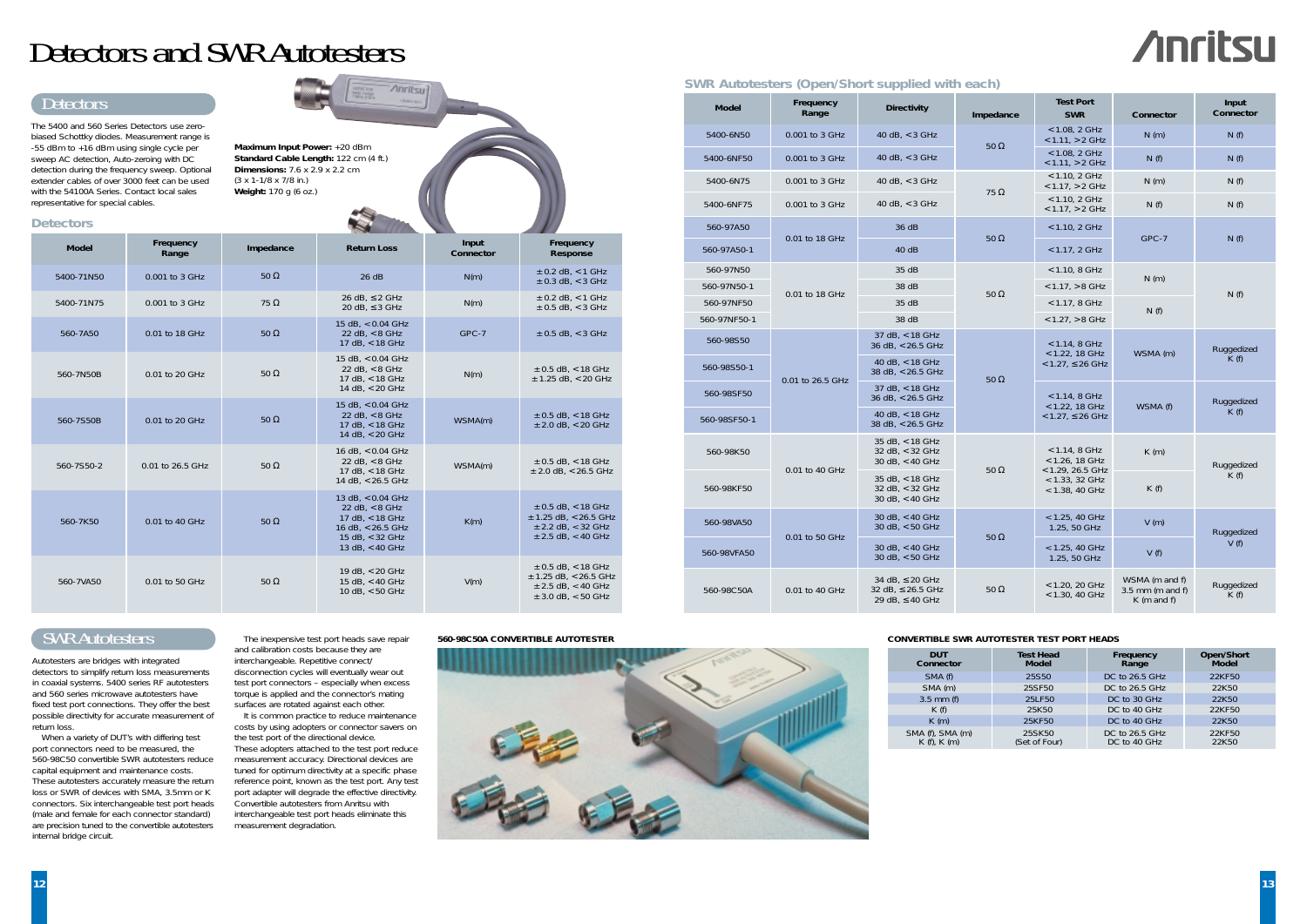# Detectors and SWR Autotesters

## Detectors

The 5400 and 560 Series Detectors use zero-biased Schottky diodes. Measurement range is -55 dBm to +16 dBm using single cycle per sweep AC detection, Auto-zeroing with DC detection during the frequency sweep. Optional extender cables of over 3000 feet can be used with the 54100A Series. Contact local sales representative for special cables.

**Maximum Input Power:** +20 dBm
**Standard Cable Length:** 122 cm (4 ft.)
**Dimensions:** 7.6 x 2.9 x 2.2 cm (3 x 1-1/8 x 7/8 in.)
**Weight:** 170 g (6 oz.)

### Detectors

| Model | Frequency Range | Impedance | Return Loss | Input Connector | Frequency Response |
|---|---|---|---|---|---|
| 5400-71N50 | 0.001 to 3 GHz | 50 Ω | 26 dB | N(m) | ±0.2 dB, <1 GHz<br>±0.3 dB, <3 GHz |
| 5400-71N75 | 0.001 to 3 GHz | 75 Ω | 26 dB, ≤2 GHz<br>20 dB, ≤3 GHz | N(m) | ±0.2 dB, <1 GHz<br>±0.5 dB, <3 GHz |
| 560-7A50 | 0.01 to 18 GHz | 50 Ω | 15 dB, <0.04 GHz<br>22 dB, <8 GHz<br>17 dB, <18 GHz | GPC-7 | ±0.5 dB, <3 GHz |
| 560-7N50B | 0.01 to 20 GHz | 50 Ω | 15 dB, <0.04 GHz<br>22 dB, <8 GHz<br>17 dB, <18 GHz<br>14 dB, <20 GHz | N(m) | ±0.5 dB, <18 GHz<br>±1.25 dB, <20 GHz |
| 560-7S50B | 0.01 to 20 GHz | 50 Ω | 15 dB, <0.04 GHz<br>22 dB, <8 GHz<br>17 dB, <18 GHz<br>14 dB, <20 GHz | WSMA(m) | ±0.5 dB, <18 GHz<br>±2.0 dB, <20 GHz |
| 560-7S50-2 | 0.01 to 26.5 GHz | 50 Ω | 16 dB, <0.04 GHz<br>22 dB, <8 GHz<br>17 dB, <18 GHz<br>14 dB, <26.5 GHz | WSMA(m) | ±0.5 dB, <18 GHz<br>±2.0 dB, <26.5 GHz |
| 560-7K50 | 0.01 to 40 GHz | 50 Ω | 13 dB, <0.04 GHz<br>22 dB, <8 GHz<br>17 dB, <18 GHz<br>16 dB, <26.5 GHz<br>15 dB, <32 GHz<br>13 dB, <40 GHz | K(m) | ±0.5 dB, <18 GHz<br>±1.25 dB, <26.5 GHz<br>±2.2 dB, <32 GHz<br>±2.5 dB, <40 GHz |
| 560-7VA50 | 0.01 to 50 GHz | 50 Ω | 19 dB, <20 GHz<br>15 dB, <40 GHz<br>10 dB, <50 GHz | V(m) | ±0.5 dB, <18 GHz<br>±1.25 dB, <26.5 GHz<br>±2.5 dB, <40 GHz<br>±3.0 dB, <50 GHz |

## SWR Autotesters

Autotesters are bridges with integrated detectors to simplify return loss measurements in coaxial systems. 5400 series RF autotesters and 560 series microwave autotesters have fixed test port connections. They offer the best possible directivity for accurate measurement of return loss.

When a variety of DUT's with differing test port connectors need to be measured, the 560-98C50 convertible SWR autotesters reduce capital equipment and maintenance costs. These autotesters accurately measure the return loss or SWR of devices with SMA, 3.5mm or K connectors. Six interchangeable test port heads (male and female for each connector standard) are precision tuned to the convertible autotesters internal bridge circuit.

The inexpensive test port heads save repair and calibration costs because they are interchangeable. Repetitive connect/disconnection cycles will eventually wear out test port connectors – especially when excess torque is applied and the connector's mating surfaces are rotated against each other.

It is common practice to reduce maintenance costs by using adopters or connector savers on the test port of the directional device. These adopters attached to the test port reduce measurement accuracy. Directional devices are tuned for optimum directivity at a specific phase reference point, known as the test port. Any test port adapter will degrade the effective directivity. Convertible autotesters from Anritsu with interchangeable test port heads eliminate this measurement degradation.

**560-98C50A CONVERTIBLE AUTOTESTER**

### SWR Autotesters (Open/Short supplied with each)

| Model | Frequency Range | Directivity | Impedance | Test Port SWR | Connector | Input Connector |
|---|---|---|---|---|---|---|
| 5400-6N50 | 0.001 to 3 GHz | 40 dB, <3 GHz | 50 Ω | <1.08, 2 GHz<br><1.11, >2 GHz | N (m) | N (f) |
| 5400-6NF50 | 0.001 to 3 GHz | 40 dB, <3 GHz | 50 Ω | <1.08, 2 GHz<br><1.11, >2 GHz | N (f) | N (f) |
| 5400-6N75 | 0.001 to 3 GHz | 40 dB, <3 GHz | 75 Ω | <1.10, 2 GHz<br><1.17, >2 GHz | N (m) | N (f) |
| 5400-6NF75 | 0.001 to 3 GHz | 40 dB, <3 GHz | 75 Ω | <1.10, 2 GHz<br><1.17, >2 GHz | N (f) | N (f) |
| 560-97A50 | 0.01 to 18 GHz | 36 dB | 50 Ω | <1.10, 2 GHz | GPC-7 | N (f) |
| 560-97A50-1 | 0.01 to 18 GHz | 40 dB | 50 Ω | <1.17, 2 GHz | GPC-7 | N (f) |
| 560-97N50 | 0.01 to 18 GHz | 35 dB | 50 Ω | <1.10, 8 GHz | N (m) | N (f) |
| 560-97N50-1 | 0.01 to 18 GHz | 38 dB | 50 Ω | <1.17, >8 GHz | N (m) | N (f) |
| 560-97NF50 | 0.01 to 18 GHz | 35 dB | 50 Ω | <1.17, 8 GHz | N (f) | N (f) |
| 560-97NF50-1 | 0.01 to 18 GHz | 38 dB | 50 Ω | <1.27, >8 GHz | N (f) | N (f) |
| 560-98S50 | 0.01 to 26.5 GHz | 37 dB, <18 GHz<br>36 dB, <26.5 GHz | 50 Ω | <1.14, 8 GHz<br><1.22, 18 GHz<br><1.27, ≤26 GHz | WSMA (m) | Ruggedized K (f) |
| 560-98S50-1 | 0.01 to 26.5 GHz | 40 dB, <18 GHz<br>38 dB, <26.5 GHz | 50 Ω | <1.14, 8 GHz<br><1.22, 18 GHz<br><1.27, ≤26 GHz | WSMA (m) | Ruggedized K (f) |
| 560-98SF50 | 0.01 to 26.5 GHz | 37 dB, <18 GHz<br>36 dB, <26.5 GHz | 50 Ω | <1.14, 8 GHz<br><1.22, 18 GHz<br><1.27, ≤26 GHz | WSMA (f) | Ruggedized K (f) |
| 560-98SF50-1 | 0.01 to 26.5 GHz | 40 dB, <18 GHz<br>38 dB, <26.5 GHz | 50 Ω | <1.14, 8 GHz<br><1.22, 18 GHz<br><1.27, ≤26 GHz | WSMA (f) | Ruggedized K (f) |
| 560-98K50 | 0.01 to 40 GHz | 35 dB, <18 GHz<br>32 dB, <32 GHz<br>30 dB, <40 GHz | 50 Ω | <1.14, 8 GHz<br><1.26, 18 GHz<br><1.29, 26.5 GHz<br><1.33, 32 GHz<br><1.38, 40 GHz | K (m) | Ruggedized K (f) |
| 560-98KF50 | 0.01 to 40 GHz | 35 dB, <18 GHz<br>32 dB, <32 GHz<br>30 dB, <40 GHz | 50 Ω | <1.14, 8 GHz<br><1.26, 18 GHz<br><1.29, 26.5 GHz<br><1.33, 32 GHz<br><1.38, 40 GHz | K (f) | Ruggedized K (f) |
| 560-98VA50 | 0.01 to 50 GHz | 30 dB, <40 GHz<br>30 dB, <50 GHz | 50 Ω | <1.25, 40 GHz<br>1.25, 50 GHz | V (m) | Ruggedized V (f) |
| 560-98VFA50 | 0.01 to 50 GHz | 30 dB, <40 GHz<br>30 dB, <50 GHz | 50 Ω | <1.25, 40 GHz<br>1.25, 50 GHz | V (f) | Ruggedized V (f) |
| 560-98C50A | 0.01 to 40 GHz | 34 dB, ≤20 GHz<br>32 dB, ≤26.5 GHz<br>29 dB, ≤40 GHz | 50 Ω | <1.20, 20 GHz<br><1.30, 40 GHz | WSMA (m and f)<br>3.5 mm (m and f)<br>K (m and f) | Ruggedized K (f) |

**CONVERTIBLE SWR AUTOTESTER TEST PORT HEADS**

| DUT Connector | Test Head Model | Frequency Range | Open/Short Model |
|---|---|---|---|
| SMA (f) | 25S50 | DC to 26.5 GHz | 22KF50 |
| SMA (m) | 25SF50 | DC to 26.5 GHz | 22K50 |
| 3.5 mm (f) | 25LF50 | DC to 30 GHz | 22K50 |
| K (f) | 25K50 | DC to 40 GHz | 22KF50 |
| K (m) | 25KF50 | DC to 40 GHz | 22K50 |
| SMA (f), SMA (m)<br>K (f), K (m) | 25SK50<br>(Set of Four) | DC to 26.5 GHz<br>DC to 40 GHz | 22KF50<br>22K50 |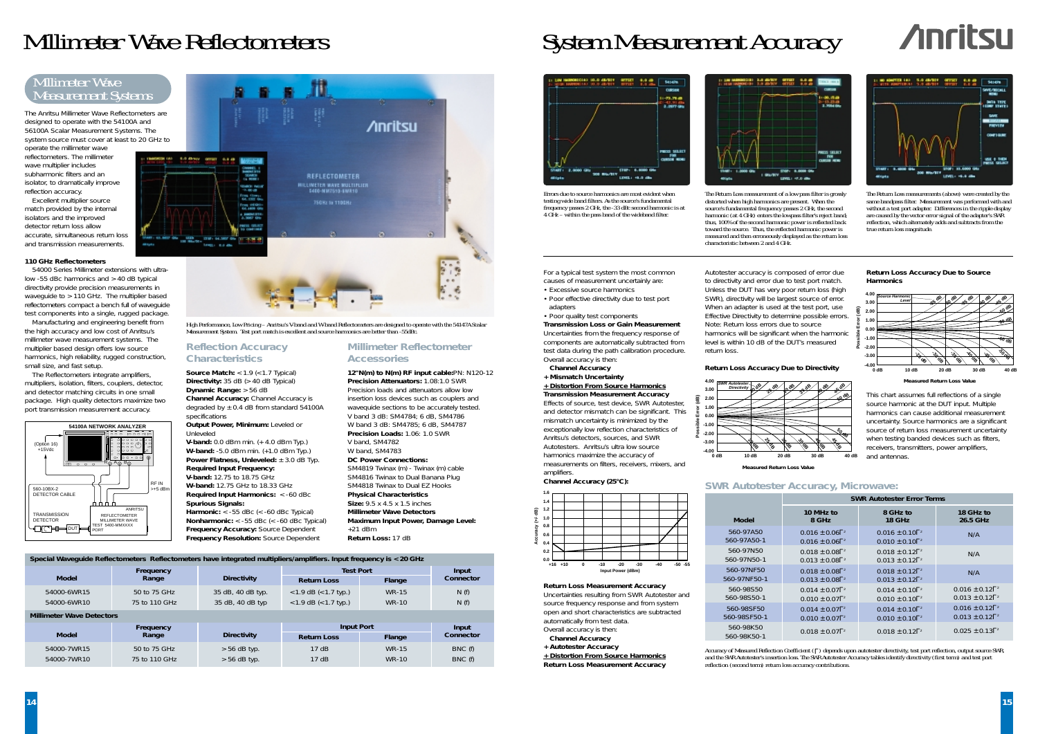# Millimeter Wave Reflectometers

## Millimeter Wave Measurement Systems

The Anritsu Millimeter Wave Reflectometers are designed to operate with the 54100A and 56100A Scalar Measurement Systems. The system source must cover at least to 20 GHz to operate the millimeter wave reflectometers. The millimeter wave multiplier includes subharmonic filters and an isolator, to dramatically improve reflection accuracy.

Excellent multiplier source match provided by the internal isolators and the improved detector return loss allow accurate, simultaneous return loss and transmission measurements.

**110 GHz Reflectometers**

54000 Series Millimeter extensions with ultra-low -55 dBc harmonics and >40 dB typical directivity provide precision measurements in waveguide to >110 GHz. The multiplier based reflectometers compact a bench full of waveguide test components into a single, rugged package.

Manufacturing and engineering benefit from the high accuracy and low cost of Anritsu's millimeter wave measurement systems. The multiplier based design offers low source harmonics, high reliability, rugged construction, small size, and fast setup.

The Reflectometers integrate amplifiers, multipliers, isolation, filters, couplers, detector, and detector matching circuits in one small package. High quality detectors maximize two port transmission measurement accuracy.

54100A NETWORK ANALYZER

(Option 16) +15Vdc

560-10BX-2 DETECTOR CABLE

RF IN >+5 dBm

TRANSMISSION DETECTOR

DUT

ANRITSU REFLECTOMETER MILLIMETER WAVE TEST 5400-MMXXXX PORT

High Performance, Low Pricing – Anritsu's V band and W band Reflectometers are designed to operate with the 54147A Scalar Measurement System. Test port match is excellent and source harmonics are better than -55dBc.

### Reflection Accuracy Characteristics

**Source Match:** <1.9 (<1.7 Typical)
**Directivity:** 35 dB (>40 dB Typical)
**Dynamic Range:** >56 dB
**Channel Accuracy:** Channel Accuracy is degraded by ±0.4 dB from standard 54100A specifications
**Output Power, Minimum:** Leveled or Unleveled
**V-band:** 0.0 dBm min. (+4.0 dBm Typ.)
**W-band:** -5.0 dBm min. (+1.0 dBm Typ.)
**Power Flatness, Unleveled:** ±3.0 dB Typ.
**Required Input Frequency:**
**V-band:** 12.75 to 18.75 GHz
**W-band:** 12.75 GHz to 18.33 GHz
**Required Input Harmonics:** <-60 dBc
**Spurious Signals:**
**Harmonic:** <-55 dBc (<-60 dBc Typical)
**Nonharmonic:** <-55 dBc (<-60 dBc Typical)
**Frequency Accuracy:** Source Dependent
**Frequency Resolution:** Source Dependent

### Millimeter Reflectometer Accessories

**12"N(m) to N(m) RF input cable:** PN: N120-12
**Precision Attenuators:** 1.08:1.0 SWR
Precision loads and attenuators allow low insertion loss devices such as couplers and waveguide sections to be accurately tested.
V band 3 dB: SM4784; 6 dB, SM4786
W band 3 dB: SM4785; 6 dB, SM4787
**Precision Loads:** 1.06: 1.0 SWR
V band, SM4782
W band, SM4783
**DC Power Connections:**
SM4819 Twinax (m) - Twinax (m) cable
SM4816 Twinax to Dual Banana Plug
SM4818 Twinax to Dual EZ Hooks
**Physical Characteristics**
**Size:** 9.5 x 4.5 x 1.5 inches
**Millimeter Wave Detectors**
**Maximum Input Power, Damage Level:** +21 dBm
**Return Loss:** 17 dB

**Special Waveguide Reflectometers** Reflectometers have integrated multipliers/amplifiers. Input frequency is <20 GHz

| Model | Frequency Range | Directivity | Test Port | | Input Connector |
|---|---|---|---|---|---|
| | | | Return Loss | Flange | |
| 54000-6WR15 | 50 to 75 GHz | 35 dB, 40 dB typ. | <1.9 dB (<1.7 typ.) | WR-15 | N (f) |
| 54000-6WR10 | 75 to 110 GHz | 35 dB, 40 dB typ | <1.9 dB (<1.7 typ.) | WR-10 | N (f) |

**Millimeter Wave Detectors**

| Model | Frequency Range | Directivity | Input Port | | Input Connector |
|---|---|---|---|---|---|
| | | | Return Loss | Flange | |
| 54000-7WR15 | 50 to 75 GHz | >56 dB typ. | 17 dB | WR-15 | BNC (f) |
| 54000-7WR10 | 75 to 110 GHz | >56 dB typ. | 17 dB | WR-10 | BNC (f) |

# System Measurement Accuracy

Errors due to source harmonics are most evident when testing wide band filters. As the source's fundamental frequency passes 2 GHz, the -33 dBc second harmonic is at 4 GHz – within the pass band of the wideband filter.

The Return Loss measurement of a low pass filter is grossly distorted when high harmonics are present. When the source's fundamental frequency passes 2 GHz, the second harmonic (at 4 GHz) enters the lowpass filter's reject band; thus, 100% of the second harmonic power is reflected back toward the source. Thus, the reflected harmonic power is measured and then erroneously displayed as the return loss characteristic between 2 and 4 GHz.

The Return Loss measurements (above) were created by the same bandpass filter. Measurement was performed with and without a test port adapter. Differences in the ripple display are caused by the vector error signal of the adapter's SWR reflection, which alternately adds and subtracts from the true return loss magnitude.

For a typical test system the most common causes of measurement uncertainly are:

- Excessive source harmonics
- Poor effective directivity due to test port adapters
- Poor quality test components

**Transmission Loss or Gain Measurement**
Uncertainties from the frequency response of components are automatically subtracted from test data during the path calibration procedure. Overall accuracy is then:

**Channel Accuracy**
**+ Mismatch Uncertainty**
**+ Distortion From Source Harmonics**
**Transmission Measurement Accuracy**

Effects of source, test device, SWR Autotester, and detector mismatch can be significant. This mismatch uncertainty is minimized by the exceptionally low reflection characteristics of Anritsu's detectors, sources, and SWR Autotesters. Anritsu's ultra low source harmonics maximize the accuracy of measurements on filters, receivers, mixers, and amplifiers.

**Channel Accuracy (25°C):**

Accuracy (+/- dB)
1.6, 1.4, 1.2, 1.0, 0.8, 0.6, 0.4, 0.2, 0.0
+16 +10 0 -10 -20 -30 -40 -50 -55
Input Power (dBm)

**Return Loss Measurement Accuracy**
Uncertainties resulting from SWR Autotester and source frequency response and from system open and short characteristics are subtracted automatically from test data.
Overall accuracy is then:

**Channel Accuracy**
**+ Autotester Accuracy**
**+ Distortion From Source Harmonics**
**Return Loss Measurement Accuracy**

Autotester accuracy is composed of error due to directivity and error due to test port match. Unless the DUT has very poor return loss (high SWR), directivity will be largest source of error. When an adapter is used at the test port, use Effective Directivity to determine possible errors. Note: Return loss errors due to source harmonics will be significant when the harmonic level is within 10 dB of the DUT's measured return loss.

**Return Loss Accuracy Due to Directivity**

Possible Error (dB)
4.00, 3.00, 2.00, 1.00, 0.00, -1.00, -2.00, -3.00, -4.00
SWR Autotester Directivity
0 dB 10 dB 20 dB 30 dB 40 dB
Measured Return Loss Value

**Return Loss Accuracy Due to Source Harmonics**

Possible Error (dB)
4.00, 3.00, 2.00, 1.00, 0.00, -1.00, -2.00, -3.00, -4.00
Source Harmonic Level
0 dB 10 dB 20 dB 30 dB 40 dB
Measured Return Loss Value

This chart assumes full reflections of a single source harmonic at the DUT input. Multiple harmonics can cause additional measurement uncertainty. Source harmonics are a significant source of return loss measurement uncertainty when testing banded devices such as filters, receivers, transmitters, power amplifiers, and antennas.

### SWR Autotester Accuracy, Microwave:

| Model | SWR Autotester Error Terms | | |
|---|---|---|---|
| | 10 MHz to 8 GHz | 8 GHz to 18 GHz | 18 GHz to 26.5 GHz |
| 560-97A50<br>560-97A50-1 | 0.016 ±0.06Γ²<br>0.016 ±0.06Γ² | 0.018 ±0.10Γ²<br>0.010 ±0.10Γ² | N/A |
| 560-97N50<br>560-97N50-1 | 0.018 ±0.08Γ²<br>0.013 ±0.08Γ² | 0.018 ±0.12Γ²<br>0.013 ±0.12Γ² | N/A |
| 560-97NF50<br>560-97NF50-1 | 0.018 ±0.08Γ²<br>0.013 ±0.08Γ² | 0.018 ±0.12Γ²<br>0.013 ±0.12Γ² | N/A |
| 560-98S50<br>560-98S50-1 | 0.014 ±0.07Γ²<br>0.010 ±0.07Γ² | 0.014 ±0.10Γ²<br>0.010 ±0.10Γ² | 0.016 ±0.12Γ²<br>0.013 ±0.12Γ² |
| 560-98SF50<br>560-98SF50-1 | 0.014 ±0.07Γ²<br>0.010 ±0.07Γ² | 0.014 ±0.10Γ²<br>0.010 ±0.10Γ² | 0.016 ±0.12Γ²<br>0.013 ±0.12Γ² |
| 560-98K50<br>560-98K50-1 | 0.018 ±0.07Γ² | 0.018 ±0.12Γ² | 0.025 ±0.13Γ² |

Accuracy of Measured Reflection Coefficient (|Γ|) depends upon autotester directivity, test port reflection, output source SWR, and the SWR Autotester's insertion loss. The SWR Autotester Accuracy tables identify directivity (first term) and test port reflection (second term) return loss accuracy contributions.